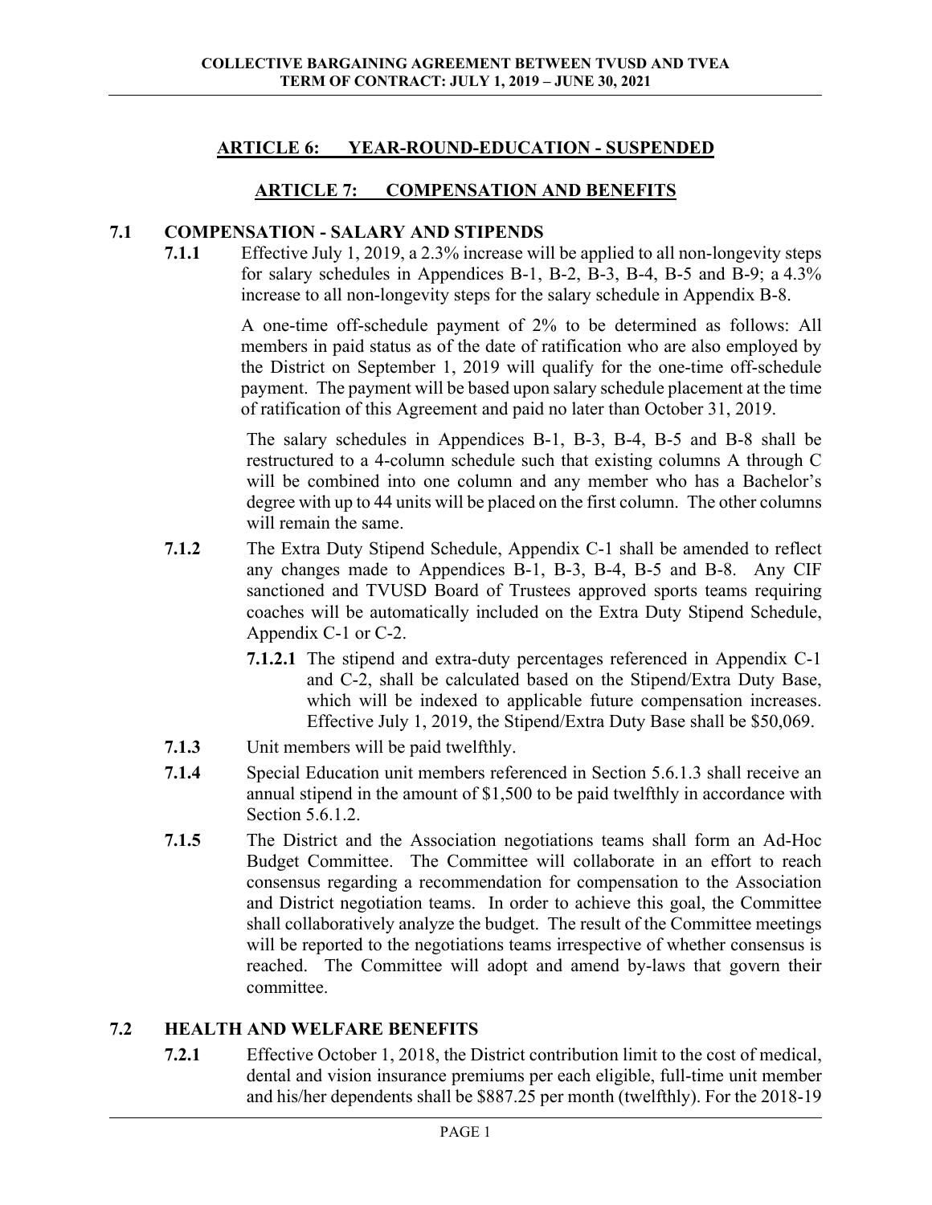## ARTICLE 6: YEAR-ROUND-EDUCATION - SUSPENDED

## ARTICLE 7: COMPENSATION AND BENEFITS

### 7.1 COMPENSATION - SALARY AND STIPENDS

**7.1.1** Effective July 1, 2019, a 2.3% increase will be applied to all non-longevity steps for salary schedules in Appendices B-1, B-2, B-3, B-4, B-5 and B-9; a 4.3% increase to all non-longevity steps for the salary schedule in Appendix B-8.

A one-time off-schedule payment of 2% to be determined as follows: All members in paid status as of the date of ratification who are also employed by the District on September 1, 2019 will qualify for the one-time off-schedule payment. The payment will be based upon salary schedule placement at the time of ratification of this Agreement and paid no later than October 31, 2019.

The salary schedules in Appendices B-1, B-3, B-4, B-5 and B-8 shall be restructured to a 4-column schedule such that existing columns A through C will be combined into one column and any member who has a Bachelor's degree with up to 44 units will be placed on the first column. The other columns will remain the same.

**7.1.2** The Extra Duty Stipend Schedule, Appendix C-1 shall be amended to reflect any changes made to Appendices B-1, B-3, B-4, B-5 and B-8. Any CIF sanctioned and TVUSD Board of Trustees approved sports teams requiring coaches will be automatically included on the Extra Duty Stipend Schedule, Appendix C-1 or C-2.

**7.1.2.1** The stipend and extra-duty percentages referenced in Appendix C-1 and C-2, shall be calculated based on the Stipend/Extra Duty Base, which will be indexed to applicable future compensation increases. Effective July 1, 2019, the Stipend/Extra Duty Base shall be $50,069.

**7.1.3** Unit members will be paid twelfthly.

**7.1.4** Special Education unit members referenced in Section 5.6.1.3 shall receive an annual stipend in the amount of $1,500 to be paid twelfthly in accordance with Section 5.6.1.2.

**7.1.5** The District and the Association negotiations teams shall form an Ad-Hoc Budget Committee. The Committee will collaborate in an effort to reach consensus regarding a recommendation for compensation to the Association and District negotiation teams. In order to achieve this goal, the Committee shall collaboratively analyze the budget. The result of the Committee meetings will be reported to the negotiations teams irrespective of whether consensus is reached. The Committee will adopt and amend by-laws that govern their committee.

### 7.2 HEALTH AND WELFARE BENEFITS

**7.2.1** Effective October 1, 2018, the District contribution limit to the cost of medical, dental and vision insurance premiums per each eligible, full-time unit member and his/her dependents shall be $887.25 per month (twelfthly). For the 2018-19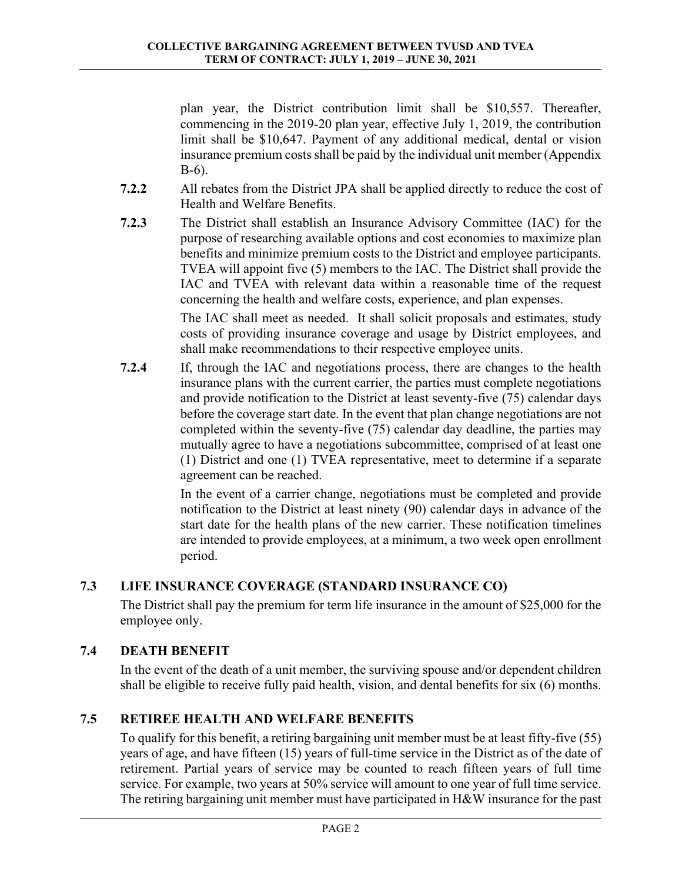plan year, the District contribution limit shall be $10,557. Thereafter, commencing in the 2019-20 plan year, effective July 1, 2019, the contribution limit shall be $10,647. Payment of any additional medical, dental or vision insurance premium costs shall be paid by the individual unit member (Appendix B-6).

**7.2.2** All rebates from the District JPA shall be applied directly to reduce the cost of Health and Welfare Benefits.

**7.2.3** The District shall establish an Insurance Advisory Committee (IAC) for the purpose of researching available options and cost economies to maximize plan benefits and minimize premium costs to the District and employee participants. TVEA will appoint five (5) members to the IAC. The District shall provide the IAC and TVEA with relevant data within a reasonable time of the request concerning the health and welfare costs, experience, and plan expenses.

The IAC shall meet as needed. It shall solicit proposals and estimates, study costs of providing insurance coverage and usage by District employees, and shall make recommendations to their respective employee units.

**7.2.4** If, through the IAC and negotiations process, there are changes to the health insurance plans with the current carrier, the parties must complete negotiations and provide notification to the District at least seventy-five (75) calendar days before the coverage start date. In the event that plan change negotiations are not completed within the seventy-five (75) calendar day deadline, the parties may mutually agree to have a negotiations subcommittee, comprised of at least one (1) District and one (1) TVEA representative, meet to determine if a separate agreement can be reached.

In the event of a carrier change, negotiations must be completed and provide notification to the District at least ninety (90) calendar days in advance of the start date for the health plans of the new carrier. These notification timelines are intended to provide employees, at a minimum, a two week open enrollment period.

## 7.3 LIFE INSURANCE COVERAGE (STANDARD INSURANCE CO)

The District shall pay the premium for term life insurance in the amount of $25,000 for the employee only.

## 7.4 DEATH BENEFIT

In the event of the death of a unit member, the surviving spouse and/or dependent children shall be eligible to receive fully paid health, vision, and dental benefits for six (6) months.

## 7.5 RETIREE HEALTH AND WELFARE BENEFITS

To qualify for this benefit, a retiring bargaining unit member must be at least fifty-five (55) years of age, and have fifteen (15) years of full-time service in the District as of the date of retirement. Partial years of service may be counted to reach fifteen years of full time service. For example, two years at 50% service will amount to one year of full time service. The retiring bargaining unit member must have participated in H&W insurance for the past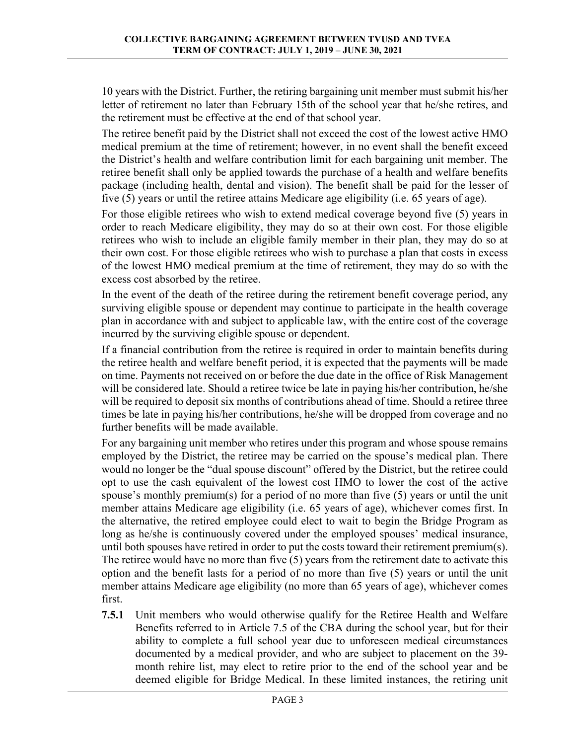10 years with the District. Further, the retiring bargaining unit member must submit his/her letter of retirement no later than February 15th of the school year that he/she retires, and the retirement must be effective at the end of that school year.

The retiree benefit paid by the District shall not exceed the cost of the lowest active HMO medical premium at the time of retirement; however, in no event shall the benefit exceed the District's health and welfare contribution limit for each bargaining unit member. The retiree benefit shall only be applied towards the purchase of a health and welfare benefits package (including health, dental and vision). The benefit shall be paid for the lesser of five (5) years or until the retiree attains Medicare age eligibility (i.e. 65 years of age).

For those eligible retirees who wish to extend medical coverage beyond five (5) years in order to reach Medicare eligibility, they may do so at their own cost. For those eligible retirees who wish to include an eligible family member in their plan, they may do so at their own cost. For those eligible retirees who wish to purchase a plan that costs in excess of the lowest HMO medical premium at the time of retirement, they may do so with the excess cost absorbed by the retiree.

In the event of the death of the retiree during the retirement benefit coverage period, any surviving eligible spouse or dependent may continue to participate in the health coverage plan in accordance with and subject to applicable law, with the entire cost of the coverage incurred by the surviving eligible spouse or dependent.

If a financial contribution from the retiree is required in order to maintain benefits during the retiree health and welfare benefit period, it is expected that the payments will be made on time. Payments not received on or before the due date in the office of Risk Management will be considered late. Should a retiree twice be late in paying his/her contribution, he/she will be required to deposit six months of contributions ahead of time. Should a retiree three times be late in paying his/her contributions, he/she will be dropped from coverage and no further benefits will be made available.

For any bargaining unit member who retires under this program and whose spouse remains employed by the District, the retiree may be carried on the spouse's medical plan. There would no longer be the "dual spouse discount" offered by the District, but the retiree could opt to use the cash equivalent of the lowest cost HMO to lower the cost of the active spouse's monthly premium(s) for a period of no more than five (5) years or until the unit member attains Medicare age eligibility (i.e. 65 years of age), whichever comes first. In the alternative, the retired employee could elect to wait to begin the Bridge Program as long as he/she is continuously covered under the employed spouses' medical insurance, until both spouses have retired in order to put the costs toward their retirement premium(s). The retiree would have no more than five (5) years from the retirement date to activate this option and the benefit lasts for a period of no more than five (5) years or until the unit member attains Medicare age eligibility (no more than 65 years of age), whichever comes first.

**7.5.1** Unit members who would otherwise qualify for the Retiree Health and Welfare Benefits referred to in Article 7.5 of the CBA during the school year, but for their ability to complete a full school year due to unforeseen medical circumstances documented by a medical provider, and who are subject to placement on the 39-month rehire list, may elect to retire prior to the end of the school year and be deemed eligible for Bridge Medical. In these limited instances, the retiring unit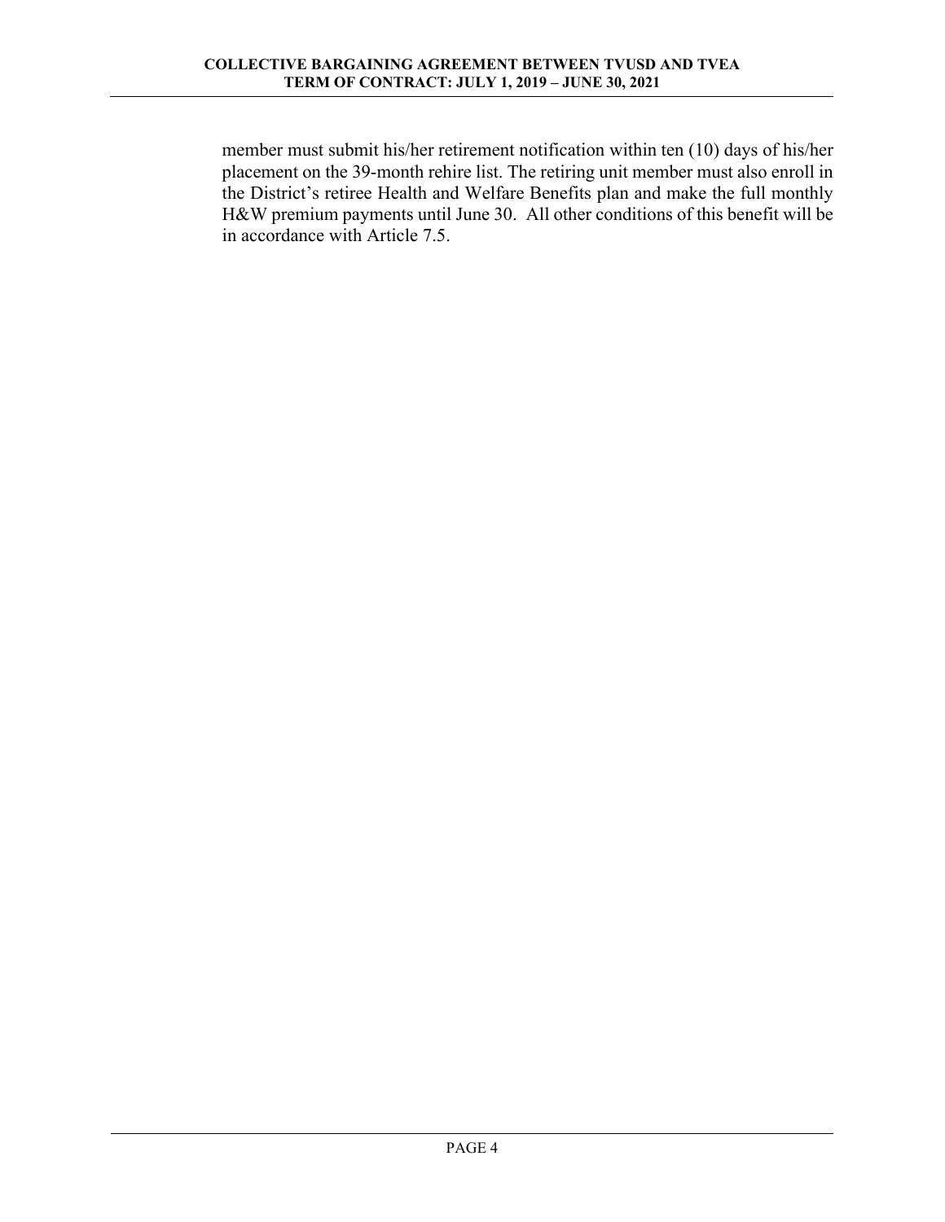member must submit his/her retirement notification within ten (10) days of his/her placement on the 39-month rehire list. The retiring unit member must also enroll in the District's retiree Health and Welfare Benefits plan and make the full monthly H&W premium payments until June 30. All other conditions of this benefit will be in accordance with Article 7.5.